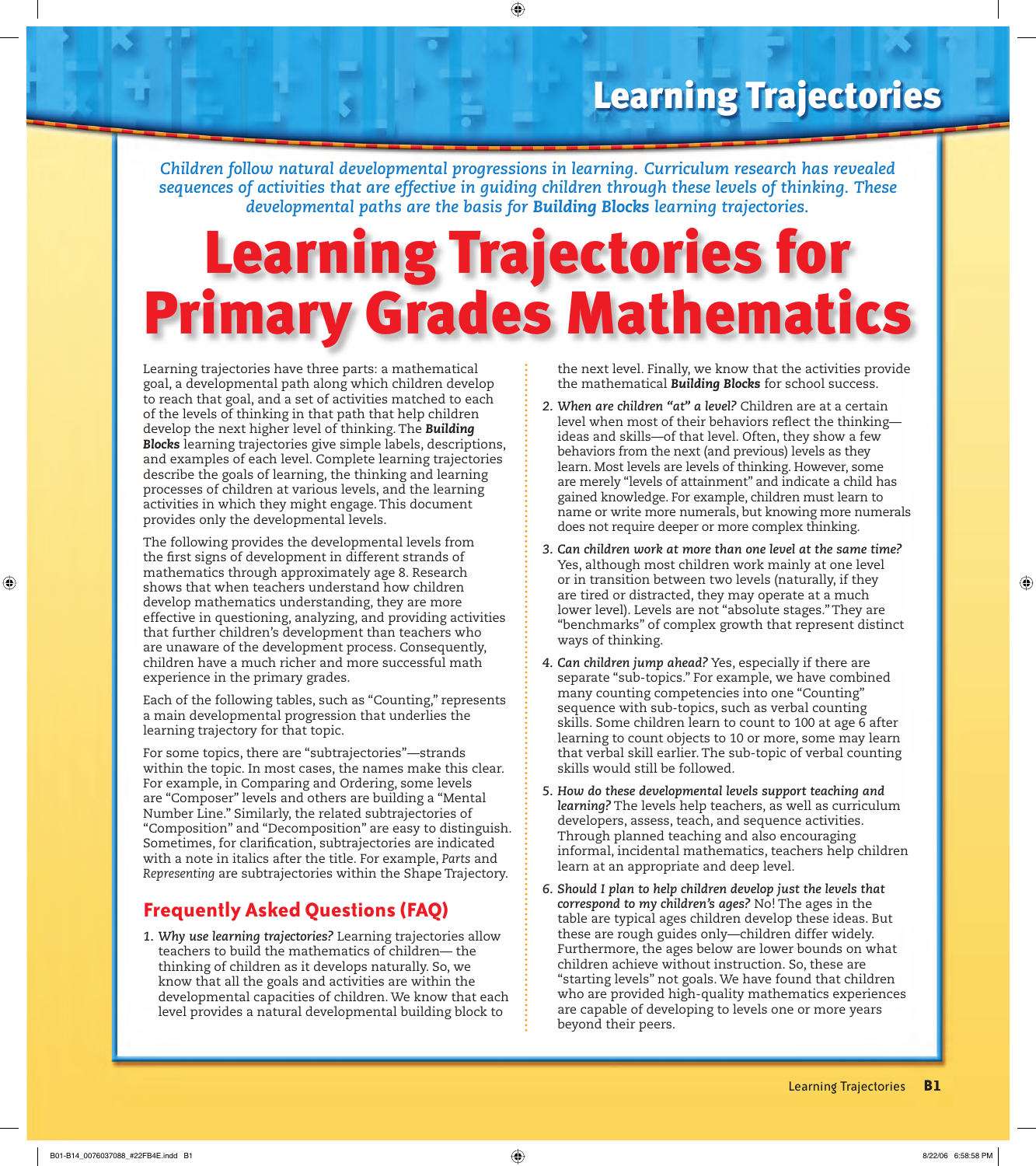# Learning Trajectories

*Children follow natural developmental progressions in learning. Curriculum research has revealed sequences of activities that are effective in guiding children through these levels of thinking. These developmental paths are the basis for **Building Blocks** learning trajectories.*

# Learning Trajectories for Primary Grades Mathematics

Learning trajectories have three parts: a mathematical goal, a developmental path along which children develop to reach that goal, and a set of activities matched to each of the levels of thinking in that path that help children develop the next higher level of thinking. The ***Building Blocks*** learning trajectories give simple labels, descriptions, and examples of each level. Complete learning trajectories describe the goals of learning, the thinking and learning processes of children at various levels, and the learning activities in which they might engage. This document provides only the developmental levels.

The following provides the developmental levels from the first signs of development in different strands of mathematics through approximately age 8. Research shows that when teachers understand how children develop mathematics understanding, they are more effective in questioning, analyzing, and providing activities that further children's development than teachers who are unaware of the development process. Consequently, children have a much richer and more successful math experience in the primary grades.

Each of the following tables, such as "Counting," represents a main developmental progression that underlies the learning trajectory for that topic.

For some topics, there are "subtrajectories"—strands within the topic. In most cases, the names make this clear. For example, in Comparing and Ordering, some levels are "Composer" levels and others are building a "Mental Number Line." Similarly, the related subtrajectories of "Composition" and "Decomposition" are easy to distinguish. Sometimes, for clarification, subtrajectories are indicated with a note in italics after the title. For example, *Parts* and *Representing* are subtrajectories within the Shape Trajectory.

## Frequently Asked Questions (FAQ)

1. *Why use learning trajectories?* Learning trajectories allow teachers to build the mathematics of children— the thinking of children as it develops naturally. So, we know that all the goals and activities are within the developmental capacities of children. We know that each level provides a natural developmental building block to the next level. Finally, we know that the activities provide the mathematical **Building Blocks** for school success.
2. *When are children "at" a level?* Children are at a certain level when most of their behaviors reflect the thinking—ideas and skills—of that level. Often, they show a few behaviors from the next (and previous) levels as they learn. Most levels are levels of thinking. However, some are merely "levels of attainment" and indicate a child has gained knowledge. For example, children must learn to name or write more numerals, but knowing more numerals does not require deeper or more complex thinking.
3. *Can children work at more than one level at the same time?* Yes, although most children work mainly at one level or in transition between two levels (naturally, if they are tired or distracted, they may operate at a much lower level). Levels are not "absolute stages." They are "benchmarks" of complex growth that represent distinct ways of thinking.
4. *Can children jump ahead?* Yes, especially if there are separate "sub-topics." For example, we have combined many counting competencies into one "Counting" sequence with sub-topics, such as verbal counting skills. Some children learn to count to 100 at age 6 after learning to count objects to 10 or more, some may learn that verbal skill earlier. The sub-topic of verbal counting skills would still be followed.
5. *How do these developmental levels support teaching and learning?* The levels help teachers, as well as curriculum developers, assess, teach, and sequence activities. Through planned teaching and also encouraging informal, incidental mathematics, teachers help children learn at an appropriate and deep level.
6. *Should I plan to help children develop just the levels that correspond to my children's ages?* No! The ages in the table are typical ages children develop these ideas. But these are rough guides only—children differ widely. Furthermore, the ages below are lower bounds on what children achieve without instruction. So, these are "starting levels" not goals. We have found that children who are provided high-quality mathematics experiences are capable of developing to levels one or more years beyond their peers.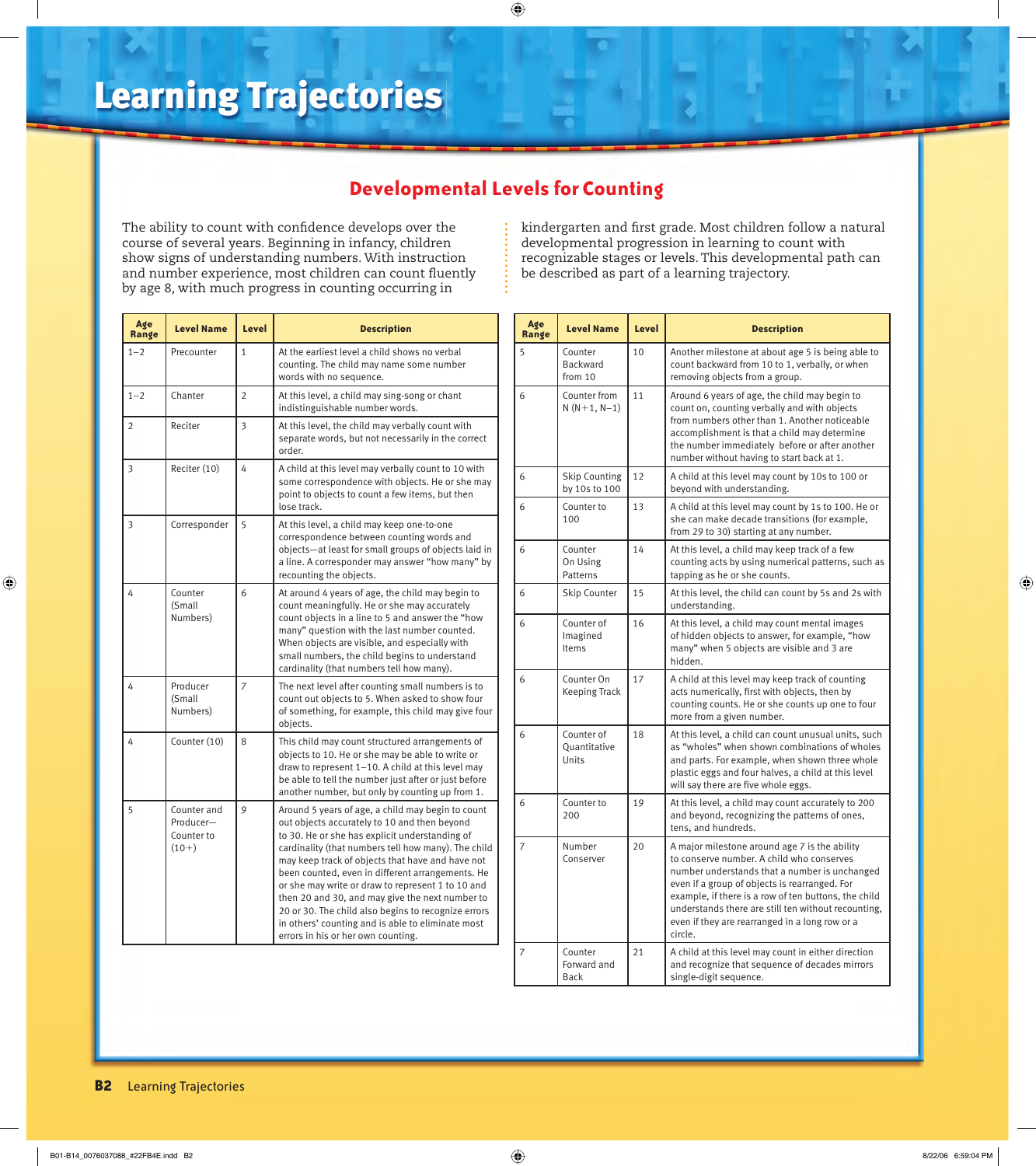# Learning Trajectories

## Developmental Levels for Counting

The ability to count with confidence develops over the course of several years. Beginning in infancy, children show signs of understanding numbers. With instruction and number experience, most children can count fluently by age 8, with much progress in counting occurring in kindergarten and first grade. Most children follow a natural developmental progression in learning to count with recognizable stages or levels. This developmental path can be described as part of a learning trajectory.

| Age Range | Level Name | Level | Description |
|---|---|---|---|
| 1–2 | Precounter | 1 | At the earliest level a child shows no verbal counting. The child may name some number words with no sequence. |
| 1–2 | Chanter | 2 | At this level, a child may sing-song or chant indistinguishable number words. |
| 2 | Reciter | 3 | At this level, the child may verbally count with separate words, but not necessarily in the correct order. |
| 3 | Reciter (10) | 4 | A child at this level may verbally count to 10 with some correspondence with objects. He or she may point to objects to count a few items, but then lose track. |
| 3 | Corresponder | 5 | At this level, a child may keep one-to-one correspondence between counting words and objects—at least for small groups of objects laid in a line. A corresponder may answer "how many" by recounting the objects. |
| 4 | Counter (Small Numbers) | 6 | At around 4 years of age, the child may begin to count meaningfully. He or she may accurately count objects in a line to 5 and answer the "how many" question with the last number counted. When objects are visible, and especially with small numbers, the child begins to understand cardinality (that numbers tell how many). |
| 4 | Producer (Small Numbers) | 7 | The next level after counting small numbers is to count out objects to 5. When asked to show four of something, for example, this child may give four objects. |
| 4 | Counter (10) | 8 | This child may count structured arrangements of objects to 10. He or she may be able to write or draw to represent 1–10. A child at this level may be able to tell the number just after or just before another number, but only by counting up from 1. |
| 5 | Counter and Producer—Counter to (10+) | 9 | Around 5 years of age, a child may begin to count out objects accurately to 10 and then beyond to 30. He or she has explicit understanding of cardinality (that numbers tell how many). The child may keep track of objects that have and have not been counted, even in different arrangements. He or she may write or draw to represent 1 to 10 and then 20 and 30, and may give the next number to 20 or 30. The child also begins to recognize errors in others' counting and is able to eliminate most errors in his or her own counting. |
| 5 | Counter Backward from 10 | 10 | Another milestone at about age 5 is being able to count backward from 10 to 1, verbally, or when removing objects from a group. |
| 6 | Counter from N (N+1, N–1) | 11 | Around 6 years of age, the child may begin to count on, counting verbally and with objects from numbers other than 1. Another noticeable accomplishment is that a child may determine the number immediately before or after another number without having to start back at 1. |
| 6 | Skip Counting by 10s to 100 | 12 | A child at this level may count by 10s to 100 or beyond with understanding. |
| 6 | Counter to 100 | 13 | A child at this level may count by 1s to 100. He or she can make decade transitions (for example, from 29 to 30) starting at any number. |
| 6 | Counter On Using Patterns | 14 | At this level, a child may keep track of a few counting acts by using numerical patterns, such as tapping as he or she counts. |
| 6 | Skip Counter | 15 | At this level, the child can count by 5s and 2s with understanding. |
| 6 | Counter of Imagined Items | 16 | At this level, a child may count mental images of hidden objects to answer, for example, "how many" when 5 objects are visible and 3 are hidden. |
| 6 | Counter On Keeping Track | 17 | A child at this level may keep track of counting acts numerically, first with objects, then by counting counts. He or she counts up one to four more from a given number. |
| 6 | Counter of Quantitative Units | 18 | At this level, a child can count unusual units, such as "wholes" when shown combinations of wholes and parts. For example, when shown three whole plastic eggs and four halves, a child at this level will say there are five whole eggs. |
| 6 | Counter to 200 | 19 | At this level, a child may count accurately to 200 and beyond, recognizing the patterns of ones, tens, and hundreds. |
| 7 | Number Conserver | 20 | A major milestone around age 7 is the ability to conserve number. A child who conserves number understands that a number is unchanged even if a group of objects is rearranged. For example, if there is a row of ten buttons, the child understands there are still ten without recounting, even if they are rearranged in a long row or a circle. |
| 7 | Counter Forward and Back | 21 | A child at this level may count in either direction and recognize that sequence of decades mirrors single-digit sequence. |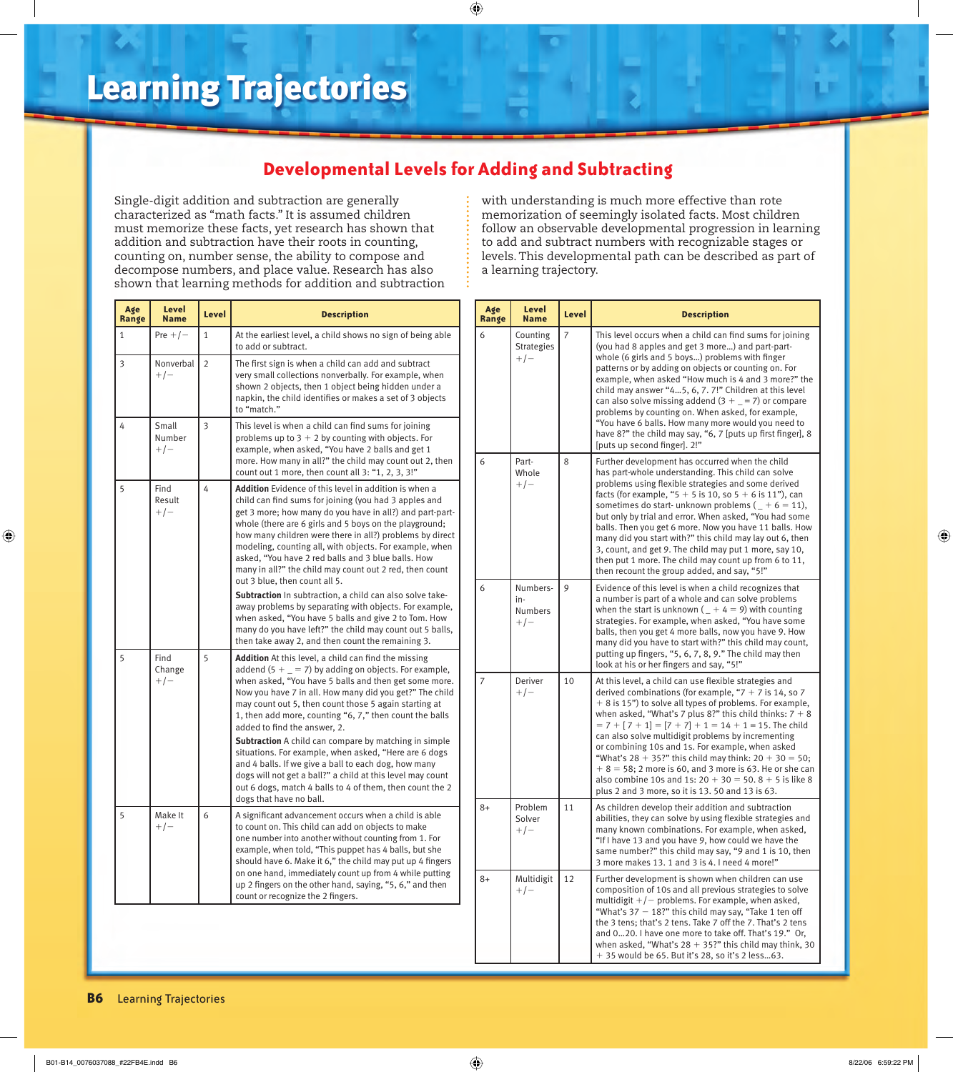# Learning Trajectories

## Developmental Levels for Adding and Subtracting

Single-digit addition and subtraction are generally characterized as "math facts." It is assumed children must memorize these facts, yet research has shown that addition and subtraction have their roots in counting, counting on, number sense, the ability to compose and decompose numbers, and place value. Research has also shown that learning methods for addition and subtraction with understanding is much more effective than rote memorization of seemingly isolated facts. Most children follow an observable developmental progression in learning to add and subtract numbers with recognizable stages or levels. This developmental path can be described as part of a learning trajectory.

| Age Range | Level Name | Level | Description |
|---|---|---|---|
| 1 | Pre +/− | 1 | At the earliest level, a child shows no sign of being able to add or subtract. |
| 3 | Nonverbal +/− | 2 | The first sign is when a child can add and subtract very small collections nonverbally. For example, when shown 2 objects, then 1 object being hidden under a napkin, the child identifies or makes a set of 3 objects to "match." |
| 4 | Small Number +/− | 3 | This level is when a child can find sums for joining problems up to 3 + 2 by counting with objects. For example, when asked, "You have 2 balls and get 1 more. How many in all?" the child may count out 2, then count out 1 more, then count all 3: "1, 2, 3, 3!" |
| 5 | Find Result +/− | 4 | **Addition** Evidence of this level in addition is when a child can find sums for joining (you had 3 apples and get 3 more; how many do you have in all?) and part-part-whole (there are 6 girls and 5 boys on the playground; how many children were there in all?) problems by direct modeling, counting all, with objects. For example, when asked, "You have 2 red balls and 3 blue balls. How many in all?" the child may count out 2 red, then count out 3 blue, then count all 5. **Subtraction** In subtraction, a child can also solve take-away problems by separating with objects. For example, when asked, "You have 5 balls and give 2 to Tom. How many do you have left?" the child may count out 5 balls, then take away 2, and then count the remaining 3. |
| 5 | Find Change +/− | 5 | **Addition** At this level, a child can find the missing addend (5 + _ = 7) by adding on objects. For example, when asked, "You have 5 balls and then get some more. Now you have 7 in all. How many did you get?" The child may count out 5, then count those 5 again starting at 1, then add more, counting "6, 7," then count the balls added to find the answer, 2. **Subtraction** A child can compare by matching in simple situations. For example, when asked, "Here are 6 dogs and 4 balls. If we give a ball to each dog, how many dogs will not get a ball?" a child at this level may count out 6 dogs, match 4 balls to 4 of them, then count the 2 dogs that have no ball. |
| 5 | Make It +/− | 6 | A significant advancement occurs when a child is able to count on. This child can add on objects to make one number into another without counting from 1. For example, when told, "This puppet has 4 balls, but she should have 6. Make it 6," the child may put up 4 fingers on one hand, immediately count up from 4 while putting up 2 fingers on the other hand, saying, "5, 6," and then count or recognize the 2 fingers. |
| 6 | Counting Strategies +/− | 7 | This level occurs when a child can find sums for joining (you had 8 apples and get 3 more...) and part-part-whole (6 girls and 5 boys...) problems with finger patterns or by adding on objects or counting on. For example, when asked "How much is 4 and 3 more?" the child may answer "4...5, 6, 7. 7!" Children at this level can also solve missing addend (3 + _ = 7) or compare problems by counting on. When asked, for example, "You have 6 balls. How many more would you need to have 8?" the child may say, "6, 7 [puts up first finger], 8 [puts up second finger]. 2!" |
| 6 | Part-Whole +/− | 8 | Further development has occurred when the child has part-whole understanding. This child can solve problems using flexible strategies and some derived facts (for example, "5 + 5 is 10, so 5 + 6 is 11"), can sometimes do start-unknown problems ( _ + 6 = 11), but only by trial and error. When asked, "You had some balls. Then you get 6 more. Now you have 11 balls. How many did you start with?" this child may lay out 6, then 3, count, and get 9. The child may put 1 more, say 10, then put 1 more. The child may count up from 6 to 11, then recount the group added, and say, "5!" |
| 6 | Numbers-in-Numbers +/− | 9 | Evidence of this level is when a child recognizes that a number is part of a whole and can solve problems when the start is unknown ( _ + 4 = 9) with counting strategies. For example, when asked, "You have some balls, then you get 4 more balls, now you have 9. How many did you have to start with?" this child may count, putting up fingers, "5, 6, 7, 8, 9." The child may then look at his or her fingers and say, "5!" |
| 7 | Deriver +/− | 10 | At this level, a child can use flexible strategies and derived combinations (for example, "7 + 7 is 14, so 7 + 8 is 15") to solve all types of problems. For example, when asked, "What's 7 plus 8?" this child thinks: 7 + 8 = 7 + [7 + 1] = [7 + 7] + 1 = 14 + 1 = 15. The child can also solve multidigit problems by incrementing or combining 10s and 1s. For example, when asked "What's 28 + 35?" this child may think: 20 + 30 = 50; + 8 = 58; 2 more is 60, and 3 more is 63. He or she can also combine 10s and 1s: 20 + 30 = 50. 8 + 5 is like 8 plus 2 and 3 more, so it is 13. 50 and 13 is 63. |
| 8+ | Problem Solver +/− | 11 | As children develop their addition and subtraction abilities, they can solve by using flexible strategies and many known combinations. For example, when asked, "If I have 13 and you have 9, how could we have the same number?" this child may say, "9 and 1 is 10, then 3 more makes 13. 1 and 3 is 4. I need 4 more!" |
| 8+ | Multidigit +/− | 12 | Further development is shown when children can use composition of 10s and all previous strategies to solve multidigit +/− problems. For example, when asked, "What's 37 − 18?" this child may say, "Take 1 ten off the 3 tens; that's 2 tens. Take 7 off the 7. That's 2 tens and 0...20. I have one more to take off. That's 19." Or, when asked, "What's 28 + 35?" this child may think, 30 + 35 would be 65. But it's 28, so it's 2 less...63. |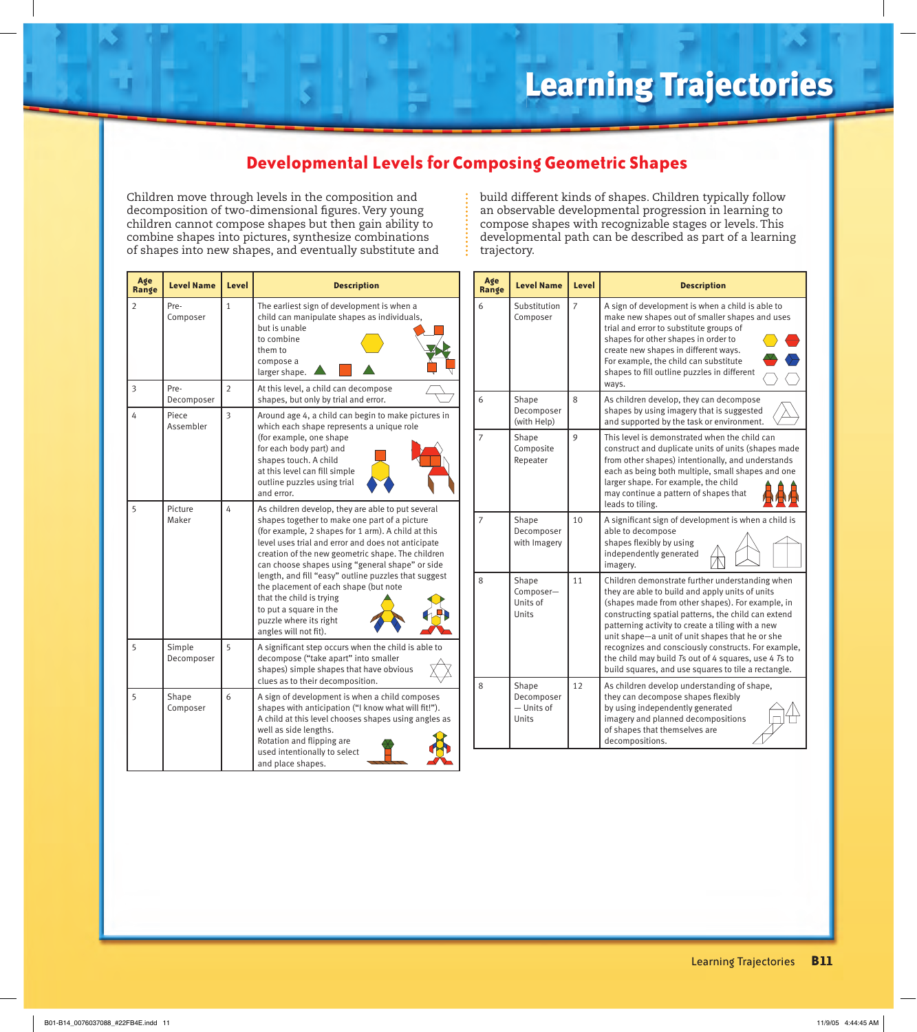# Learning Trajectories

## Developmental Levels for Composing Geometric Shapes

Children move through levels in the composition and decomposition of two-dimensional figures. Very young children cannot compose shapes but then gain ability to combine shapes into pictures, synthesize combinations of shapes into new shapes, and eventually substitute and build different kinds of shapes. Children typically follow an observable developmental progression in learning to compose shapes with recognizable stages or levels. This developmental path can be described as part of a learning trajectory.

| Age Range | Level Name | Level | Description |
|---|---|---|---|
| 2 | Pre-Composer | 1 | The earliest sign of development is when a child can manipulate shapes as individuals, but is unable to combine them to compose a larger shape. |
| 3 | Pre-Decomposer | 2 | At this level, a child can decompose shapes, but only by trial and error. |
| 4 | Piece Assembler | 3 | Around age 4, a child can begin to make pictures in which each shape represents a unique role (for example, one shape for each body part) and shapes touch. A child at this level can fill simple outline puzzles using trial and error. |
| 5 | Picture Maker | 4 | As children develop, they are able to put several shapes together to make one part of a picture (for example, 2 shapes for 1 arm). A child at this level uses trial and error and does not anticipate creation of the new geometric shape. The children can choose shapes using "general shape" or side length, and fill "easy" outline puzzles that suggest the placement of each shape (but note that the child is trying to put a square in the puzzle where its right angles will not fit). |
| 5 | Simple Decomposer | 5 | A significant step occurs when the child is able to decompose ("take apart" into smaller shapes) simple shapes that have obvious clues as to their decomposition. |
| 5 | Shape Composer | 6 | A sign of development is when a child composes shapes with anticipation ("I know what will fit!"). A child at this level chooses shapes using angles as well as side lengths. Rotation and flipping are used intentionally to select and place shapes. |
| 6 | Substitution Composer | 7 | A sign of development is when a child is able to make new shapes out of smaller shapes and uses trial and error to substitute groups of shapes for other shapes in order to create new shapes in different ways. For example, the child can substitute shapes to fill outline puzzles in different ways. |
| 6 | Shape Decomposer (with Help) | 8 | As children develop, they can decompose shapes by using imagery that is suggested and supported by the task or environment. |
| 7 | Shape Composite Repeater | 9 | This level is demonstrated when the child can construct and duplicate units of units (shapes made from other shapes) intentionally, and understands each as being both multiple, small shapes and one larger shape. For example, the child may continue a pattern of shapes that leads to tiling. |
| 7 | Shape Decomposer with Imagery | 10 | A significant sign of development is when a child is able to decompose shapes flexibly by using independently generated imagery. |
| 8 | Shape Composer—Units of Units | 11 | Children demonstrate further understanding when they are able to build and apply units of units (shapes made from other shapes). For example, in constructing spatial patterns, the child can extend patterning activity to create a tiling with a new unit shape—a unit of unit shapes that he or she recognizes and consciously constructs. For example, the child may build *T*s out of 4 squares, use 4 *T*s to build squares, and use squares to tile a rectangle. |
| 8 | Shape Decomposer — Units of Units | 12 | As children develop understanding of shape, they can decompose shapes flexibly by using independently generated imagery and planned decompositions of shapes that themselves are decompositions. |